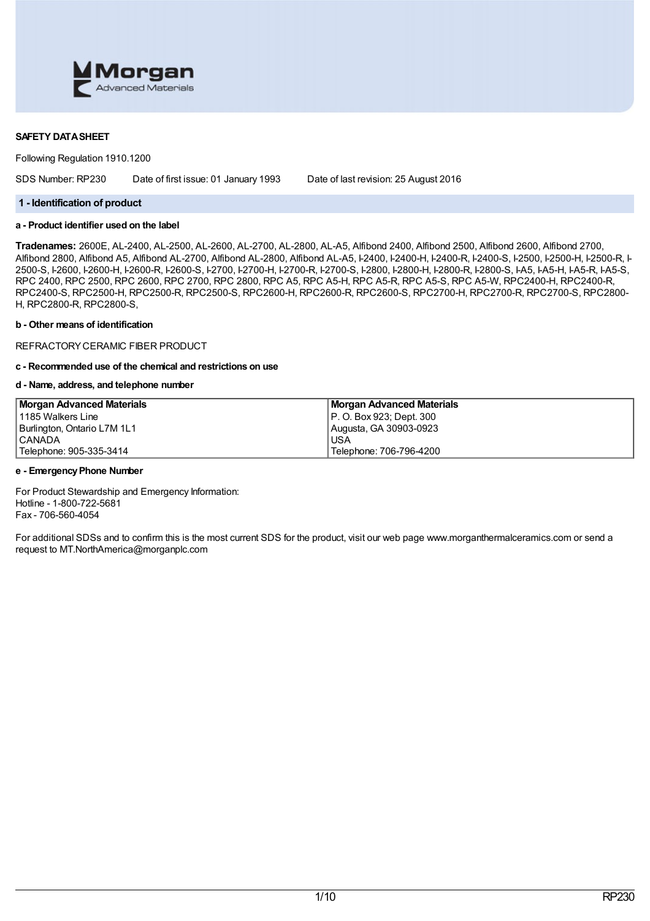**SAFETY DATA SHEET**

Following Regulation 1910.1200

SDS Number: RP230 Date of first issue: 01 January 1993 Date of last revision: 25 August 2016

## 1 - Identification of product

**a - Product identifier used on the label**

**Tradenames:** 2600E, AL-2400, AL-2500, AL-2600, AL-2700, AL-2800, AL-A5, Alfibond 2400, Alfibond 2500, Alfibond 2600, Alfibond 2700, Alfibond 2800, Alfibond A5, Alfibond AL-2700, Alfibond AL-2800, Alfibond AL-A5, I-2400, I-2400-H, I-2400-R, I-2400-S, I-2500, I-2500-H, I-2500-R, I-2500-S, I-2600, I-2600-H, I-2600-R, I-2600-S, I-2700, I-2700-H, I-2700-R, I-2700-S, I-2800, I-2800-H, I-2800-R, I-2800-S, I-A5, I-A5-H, I-A5-R, I-A5-S, RPC 2400, RPC 2500, RPC 2600, RPC 2700, RPC 2800, RPC A5, RPC A5-H, RPC A5-R, RPC A5-S, RPC A5-W, RPC2400-H, RPC2400-R, RPC2400-S, RPC2500-H, RPC2500-R, RPC2500-S, RPC2600-H, RPC2600-R, RPC2600-S, RPC2700-H, RPC2700-R, RPC2700-S, RPC2800-H, RPC2800-R, RPC2800-S,

**b - Other means of identification**

REFRACTORY CERAMIC FIBER PRODUCT

**c - Recommended use of the chemical and restrictions on use**

**d - Name, address, and telephone number**

| **Morgan Advanced Materials** | **Morgan Advanced Materials** |
|---|---|
| 1185 Walkers Line | P. O. Box 923; Dept. 300 |
| Burlington, Ontario L7M 1L1 | Augusta, GA 30903-0923 |
| CANADA | USA |
| Telephone: 905-335-3414 | Telephone: 706-796-4200 |

**e - Emergency Phone Number**

For Product Stewardship and Emergency Information:
Hotline - 1-800-722-5681
Fax - 706-560-4054

For additional SDSs and to confirm this is the most current SDS for the product, visit our web page www.morganthermalceramics.com or send a request to MT.NorthAmerica@morganplc.com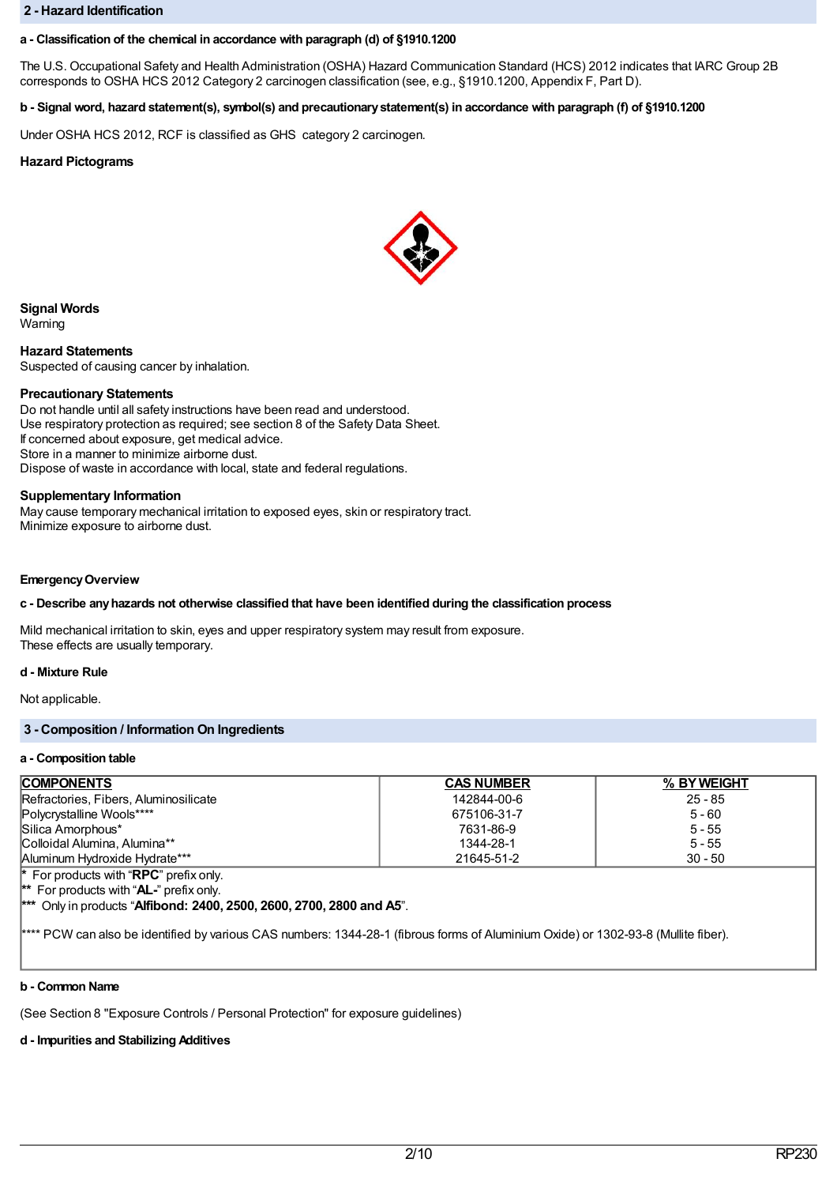## 2 - Hazard Identification

**a - Classification of the chemical in accordance with paragraph (d) of §1910.1200**

The U.S. Occupational Safety and Health Administration (OSHA) Hazard Communication Standard (HCS) 2012 indicates that IARC Group 2B corresponds to OSHA HCS 2012 Category 2 carcinogen classification (see, e.g., §1910.1200, Appendix F, Part D).

**b - Signal word, hazard statement(s), symbol(s) and precautionary statement(s) in accordance with paragraph (f) of §1910.1200**

Under OSHA HCS 2012, RCF is classified as GHS category 2 carcinogen.

**Hazard Pictograms**

**Signal Words**
Warning

**Hazard Statements**
Suspected of causing cancer by inhalation.

**Precautionary Statements**
Do not handle until all safety instructions have been read and understood.
Use respiratory protection as required; see section 8 of the Safety Data Sheet.
If concerned about exposure, get medical advice.
Store in a manner to minimize airborne dust.
Dispose of waste in accordance with local, state and federal regulations.

**Supplementary Information**
May cause temporary mechanical irritation to exposed eyes, skin or respiratory tract.
Minimize exposure to airborne dust.

**Emergency Overview**

**c - Describe any hazards not otherwise classified that have been identified during the classification process**

Mild mechanical irritation to skin, eyes and upper respiratory system may result from exposure.
These effects are usually temporary.

**d - Mixture Rule**

Not applicable.

## 3 - Composition / Information On Ingredients

**a - Composition table**

| COMPONENTS | CAS NUMBER | % BY WEIGHT |
|---|---|---|
| Refractories, Fibers, Aluminosilicate | 142844-00-6 | 25 - 85 |
| Polycrystalline Wools**** | 675106-31-7 | 5 - 60 |
| Silica Amorphous* | 7631-86-9 | 5 - 55 |
| Colloidal Alumina, Alumina** | 1344-28-1 | 5 - 55 |
| Aluminum Hydroxide Hydrate*** | 21645-51-2 | 30 - 50 |

\* For products with "**RPC**" prefix only.
** For products with "**AL-**" prefix only.
*** Only in products "**Alfibond: 2400, 2500, 2600, 2700, 2800 and A5**".

**** PCW can also be identified by various CAS numbers: 1344-28-1 (fibrous forms of Aluminium Oxide) or 1302-93-8 (Mullite fiber).

**b - Common Name**

(See Section 8 "Exposure Controls / Personal Protection" for exposure guidelines)

**d - Impurities and Stabilizing Additives**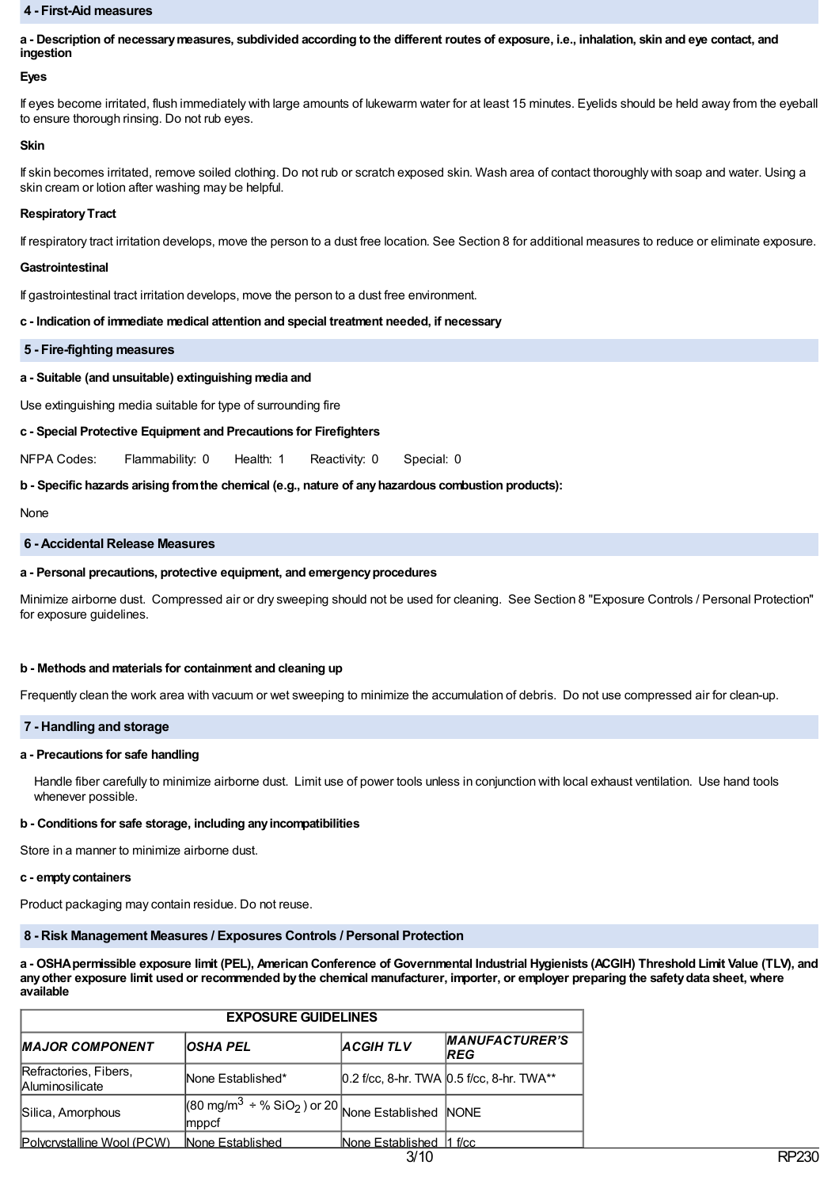## 4 - First-Aid measures

**a - Description of necessary measures, subdivided according to the different routes of exposure, i.e., inhalation, skin and eye contact, and ingestion**

**Eyes**

If eyes become irritated, flush immediately with large amounts of lukewarm water for at least 15 minutes. Eyelids should be held away from the eyeball to ensure thorough rinsing. Do not rub eyes.

**Skin**

If skin becomes irritated, remove soiled clothing. Do not rub or scratch exposed skin. Wash area of contact thoroughly with soap and water. Using a skin cream or lotion after washing may be helpful.

**Respiratory Tract**

If respiratory tract irritation develops, move the person to a dust free location. See Section 8 for additional measures to reduce or eliminate exposure.

**Gastrointestinal**

If gastrointestinal tract irritation develops, move the person to a dust free environment.

**c - Indication of immediate medical attention and special treatment needed, if necessary**

## 5 - Fire-fighting measures

**a - Suitable (and unsuitable) extinguishing media and**

Use extinguishing media suitable for type of surrounding fire

**c - Special Protective Equipment and Precautions for Firefighters**

NFPA Codes: Flammability: 0 Health: 1 Reactivity: 0 Special: 0

**b - Specific hazards arising from the chemical (e.g., nature of any hazardous combustion products):**

None

## 6 - Accidental Release Measures

**a - Personal precautions, protective equipment, and emergency procedures**

Minimize airborne dust. Compressed air or dry sweeping should not be used for cleaning. See Section 8 "Exposure Controls / Personal Protection" for exposure guidelines.

**b - Methods and materials for containment and cleaning up**

Frequently clean the work area with vacuum or wet sweeping to minimize the accumulation of debris. Do not use compressed air for clean-up.

## 7 - Handling and storage

**a - Precautions for safe handling**

Handle fiber carefully to minimize airborne dust. Limit use of power tools unless in conjunction with local exhaust ventilation. Use hand tools whenever possible.

**b - Conditions for safe storage, including any incompatibilities**

Store in a manner to minimize airborne dust.

**c - empty containers**

Product packaging may contain residue. Do not reuse.

## 8 - Risk Management Measures / Exposures Controls / Personal Protection

**a - OSHA permissible exposure limit (PEL), American Conference of Governmental Industrial Hygienists (ACGIH) Threshold Limit Value (TLV), and any other exposure limit used or recommended by the chemical manufacturer, importer, or employer preparing the safety data sheet, where available**

| EXPOSURE GUIDELINES | | | |
|---|---|---|---|
| ***MAJOR COMPONENT*** | ***OSHA PEL*** | ***ACGIH TLV*** | ***MANUFACTURER'S REG*** |
| Refractories, Fibers, Aluminosilicate | None Established* | 0.2 f/cc, 8-hr. TWA | 0.5 f/cc, 8-hr. TWA** |
| Silica, Amorphous | (80 mg/$m^3$ ÷ % $SiO_2$ ) or 20 mppcf | None Established | NONE |
| Polycrystalline Wool (PCW) | None Established | None Established | 1 f/cc |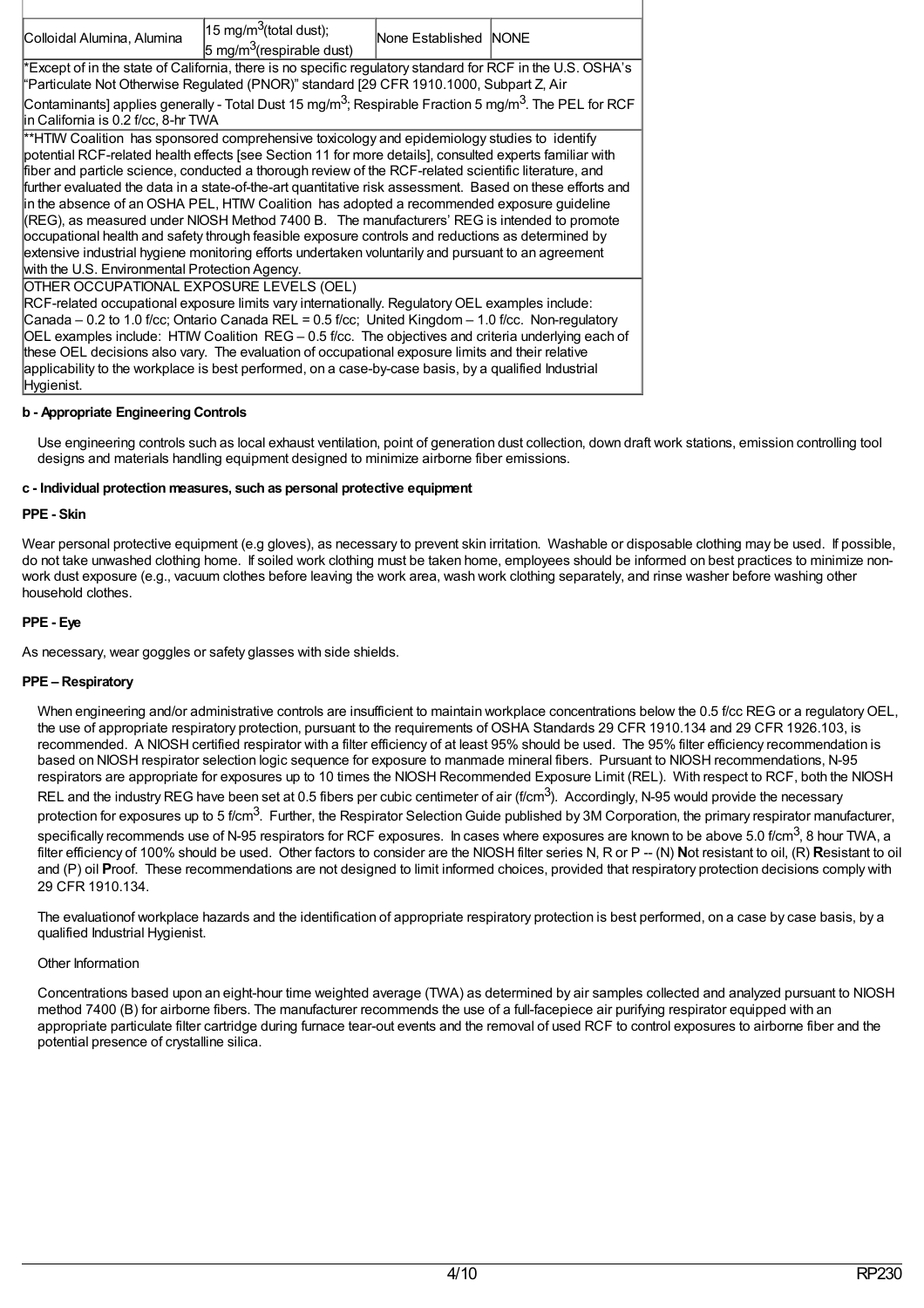| | | | |
|---|---|---|---|
| Colloidal Alumina, Alumina | 15 mg/m$^3$(total dust); 5 mg/m$^3$(respirable dust) | None Established | NONE |
| *Except of in the state of California, there is no specific regulatory standard for RCF in the U.S. OSHA's "Particulate Not Otherwise Regulated (PNOR)" standard [29 CFR 1910.1000, Subpart Z, Air Contaminants] applies generally - Total Dust 15 mg/m$^3$; Respirable Fraction 5 mg/m$^3$. The PEL for RCF in California is 0.2 f/cc, 8-hr TWA | | | |
| **HTIW Coalition has sponsored comprehensive toxicology and epidemiology studies to identify potential RCF-related health effects [see Section 11 for more details], consulted experts familiar with fiber and particle science, conducted a thorough review of the RCF-related scientific literature, and further evaluated the data in a state-of-the-art quantitative risk assessment. Based on these efforts and in the absence of an OSHA PEL, HTIW Coalition has adopted a recommended exposure guideline (REG), as measured under NIOSH Method 7400 B. The manufacturers' REG is intended to promote occupational health and safety through feasible exposure controls and reductions as determined by extensive industrial hygiene monitoring efforts undertaken voluntarily and pursuant to an agreement with the U.S. Environmental Protection Agency. | | | |
| OTHER OCCUPATIONAL EXPOSURE LEVELS (OEL) RCF-related occupational exposure limits vary internationally. Regulatory OEL examples include: Canada – 0.2 to 1.0 f/cc; Ontario Canada REL = 0.5 f/cc; United Kingdom – 1.0 f/cc. Non-regulatory OEL examples include: HTIW Coalition REG – 0.5 f/cc. The objectives and criteria underlying each of these OEL decisions also vary. The evaluation of occupational exposure limits and their relative applicability to the workplace is best performed, on a case-by-case basis, by a qualified Industrial Hygienist. | | | |

**b - Appropriate Engineering Controls**

Use engineering controls such as local exhaust ventilation, point of generation dust collection, down draft work stations, emission controlling tool designs and materials handling equipment designed to minimize airborne fiber emissions.

**c - Individual protection measures, such as personal protective equipment**

**PPE - Skin**

Wear personal protective equipment (e.g gloves), as necessary to prevent skin irritation. Washable or disposable clothing may be used. If possible, do not take unwashed clothing home. If soiled work clothing must be taken home, employees should be informed on best practices to minimize non-work dust exposure (e.g., vacuum clothes before leaving the work area, wash work clothing separately, and rinse washer before washing other household clothes.

**PPE - Eye**

As necessary, wear goggles or safety glasses with side shields.

**PPE – Respiratory**

When engineering and/or administrative controls are insufficient to maintain workplace concentrations below the 0.5 f/cc REG or a regulatory OEL, the use of appropriate respiratory protection, pursuant to the requirements of OSHA Standards 29 CFR 1910.134 and 29 CFR 1926.103, is recommended. A NIOSH certified respirator with a filter efficiency of at least 95% should be used. The 95% filter efficiency recommendation is based on NIOSH respirator selection logic sequence for exposure to manmade mineral fibers. Pursuant to NIOSH recommendations, N-95 respirators are appropriate for exposures up to 10 times the NIOSH Recommended Exposure Limit (REL). With respect to RCF, both the NIOSH REL and the industry REG have been set at 0.5 fibers per cubic centimeter of air (f/cm$^3$). Accordingly, N-95 would provide the necessary protection for exposures up to 5 f/cm$^3$. Further, the Respirator Selection Guide published by 3M Corporation, the primary respirator manufacturer, specifically recommends use of N-95 respirators for RCF exposures. In cases where exposures are known to be above 5.0 f/cm$^3$, 8 hour TWA, a filter efficiency of 100% should be used. Other factors to consider are the NIOSH filter series N, R or P -- (N) **N**ot resistant to oil, (R) **R**esistant to oil and (P) oil **P**roof. These recommendations are not designed to limit informed choices, provided that respiratory protection decisions comply with 29 CFR 1910.134.

The evaluationof workplace hazards and the identification of appropriate respiratory protection is best performed, on a case by case basis, by a qualified Industrial Hygienist.

Other Information

Concentrations based upon an eight-hour time weighted average (TWA) as determined by air samples collected and analyzed pursuant to NIOSH method 7400 (B) for airborne fibers. The manufacturer recommends the use of a full-facepiece air purifying respirator equipped with an appropriate particulate filter cartridge during furnace tear-out events and the removal of used RCF to control exposures to airborne fiber and the potential presence of crystalline silica.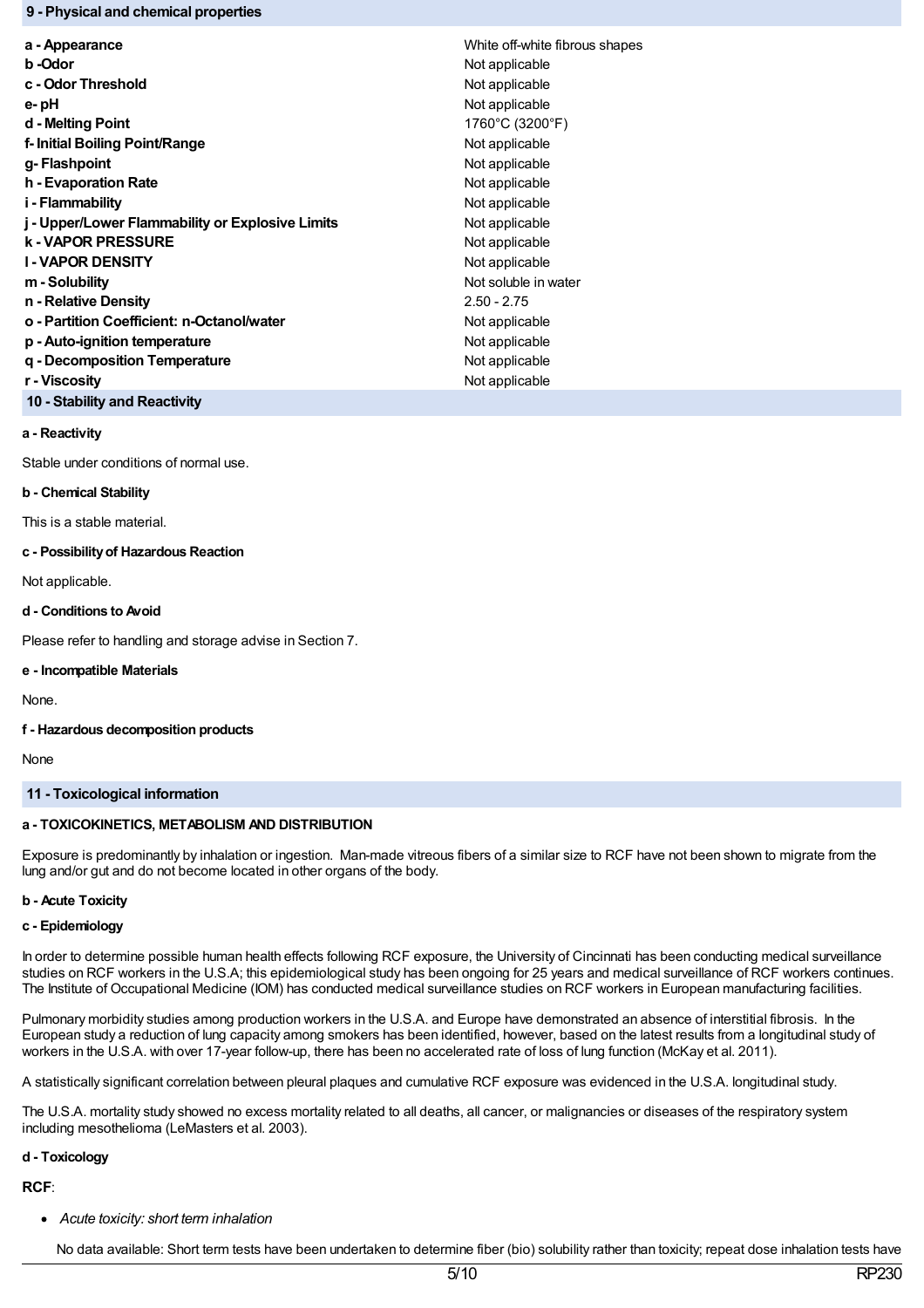## 9 - Physical and chemical properties

| Property | Value |
|---|---|
| **a - Appearance** | White off-white fibrous shapes |
| **b -Odor** | Not applicable |
| **c - Odor Threshold** | Not applicable |
| **e- pH** | Not applicable |
| **d - Melting Point** | 1760°C (3200°F) |
| **f- Initial Boiling Point/Range** | Not applicable |
| **g- Flashpoint** | Not applicable |
| **h - Evaporation Rate** | Not applicable |
| **i - Flammability** | Not applicable |
| **j - Upper/Lower Flammability or Explosive Limits** | Not applicable |
| **k - VAPOR PRESSURE** | Not applicable |
| **l - VAPOR DENSITY** | Not applicable |
| **m - Solubility** | Not soluble in water |
| **n - Relative Density** | 2.50 - 2.75 |
| **o - Partition Coefficient: n-Octanol/water** | Not applicable |
| **p - Auto-ignition temperature** | Not applicable |
| **q - Decomposition Temperature** | Not applicable |
| **r - Viscosity** | Not applicable |

## 10 - Stability and Reactivity

**a - Reactivity**

Stable under conditions of normal use.

**b - Chemical Stability**

This is a stable material.

**c - Possibility of Hazardous Reaction**

Not applicable.

**d - Conditions to Avoid**

Please refer to handling and storage advise in Section 7.

**e - Incompatible Materials**

None.

**f - Hazardous decomposition products**

None

## 11 - Toxicological information

**a - TOXICOKINETICS, METABOLISM AND DISTRIBUTION**

Exposure is predominantly by inhalation or ingestion. Man-made vitreous fibers of a similar size to RCF have not been shown to migrate from the lung and/or gut and do not become located in other organs of the body.

**b - Acute Toxicity**

**c - Epidemiology**

In order to determine possible human health effects following RCF exposure, the University of Cincinnati has been conducting medical surveillance studies on RCF workers in the U.S.A; this epidemiological study has been ongoing for 25 years and medical surveillance of RCF workers continues. The Institute of Occupational Medicine (IOM) has conducted medical surveillance studies on RCF workers in European manufacturing facilities.

Pulmonary morbidity studies among production workers in the U.S.A. and Europe have demonstrated an absence of interstitial fibrosis. In the European study a reduction of lung capacity among smokers has been identified, however, based on the latest results from a longitudinal study of workers in the U.S.A. with over 17-year follow-up, there has been no accelerated rate of loss of lung function (McKay et al. 2011).

A statistically significant correlation between pleural plaques and cumulative RCF exposure was evidenced in the U.S.A. longitudinal study.

The U.S.A. mortality study showed no excess mortality related to all deaths, all cancer, or malignancies or diseases of the respiratory system including mesothelioma (LeMasters et al. 2003).

**d - Toxicology**

**RCF**:

- *Acute toxicity: short term inhalation*

  No data available: Short term tests have been undertaken to determine fiber (bio) solubility rather than toxicity; repeat dose inhalation tests have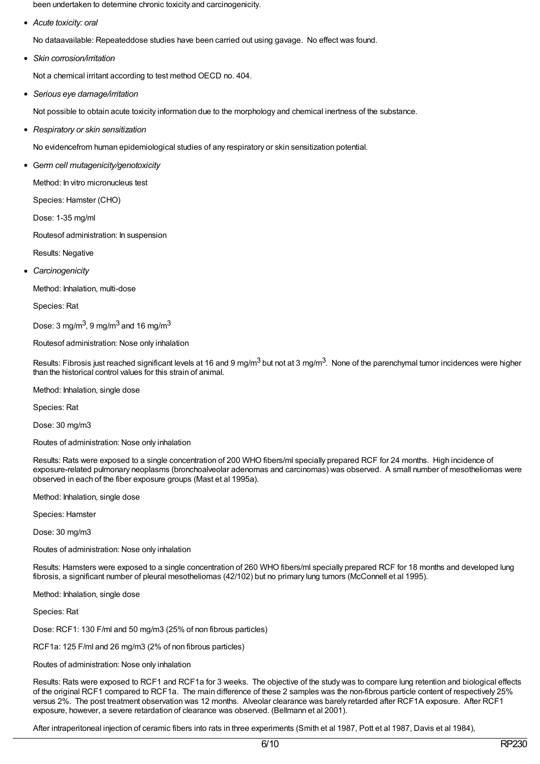been undertaken to determine chronic toxicity and carcinogenicity.

- *Acute toxicity: oral*

  No dataavailable: Repeateddose studies have been carried out using gavage. No effect was found.

- *Skin corrosion/irritation*

  Not a chemical irritant according to test method OECD no. 404.

- *Serious eye damage/irritation*

  Not possible to obtain acute toxicity information due to the morphology and chemical inertness of the substance.

- *Respiratory or skin sensitization*

  No evidencefrom human epidemiological studies of any respiratory or skin sensitization potential.

- *Germ cell mutagenicity/genotoxicity*

  Method: In vitro micronucleus test

  Species: Hamster (CHO)

  Dose: 1-35 mg/ml

  Routesof administration: In suspension

  Results: Negative

- *Carcinogenicity*

  Method: Inhalation, multi-dose

  Species: Rat

  Dose: 3 mg/m$^3$, 9 mg/m$^3$ and 16 mg/m$^3$

  Routesof administration: Nose only inhalation

  Results: Fibrosis just reached significant levels at 16 and 9 mg/m$^3$ but not at 3 mg/m$^3$. None of the parenchymal tumor incidences were higher than the historical control values for this strain of animal.

  Method: Inhalation, single dose

  Species: Rat

  Dose: 30 mg/m3

  Routes of administration: Nose only inhalation

  Results: Rats were exposed to a single concentration of 200 WHO fibers/ml specially prepared RCF for 24 months. High incidence of exposure-related pulmonary neoplasms (bronchoalveolar adenomas and carcinomas) was observed. A small number of mesotheliomas were observed in each of the fiber exposure groups (Mast et al 1995a).

  Method: Inhalation, single dose

  Species: Hamster

  Dose: 30 mg/m3

  Routes of administration: Nose only inhalation

  Results: Hamsters were exposed to a single concentration of 260 WHO fibers/ml specially prepared RCF for 18 months and developed lung fibrosis, a significant number of pleural mesotheliomas (42/102) but no primary lung tumors (McConnell et al 1995).

  Method: Inhalation, single dose

  Species: Rat

  Dose: RCF1: 130 F/ml and 50 mg/m3 (25% of non fibrous particles)

  RCF1a: 125 F/ml and 26 mg/m3 (2% of non fibrous particles)

  Routes of administration: Nose only inhalation

  Results: Rats were exposed to RCF1 and RCF1a for 3 weeks. The objective of the study was to compare lung retention and biological effects of the original RCF1 compared to RCF1a. The main difference of these 2 samples was the non-fibrous particle content of respectively 25% versus 2%. The post treatment observation was 12 months. Alveolar clearance was barely retarded after RCF1A exposure. After RCF1 exposure, however, a severe retardation of clearance was observed. (Bellmann et al 2001).

  After intraperitoneal injection of ceramic fibers into rats in three experiments (Smith et al 1987, Pott et al 1987, Davis et al 1984),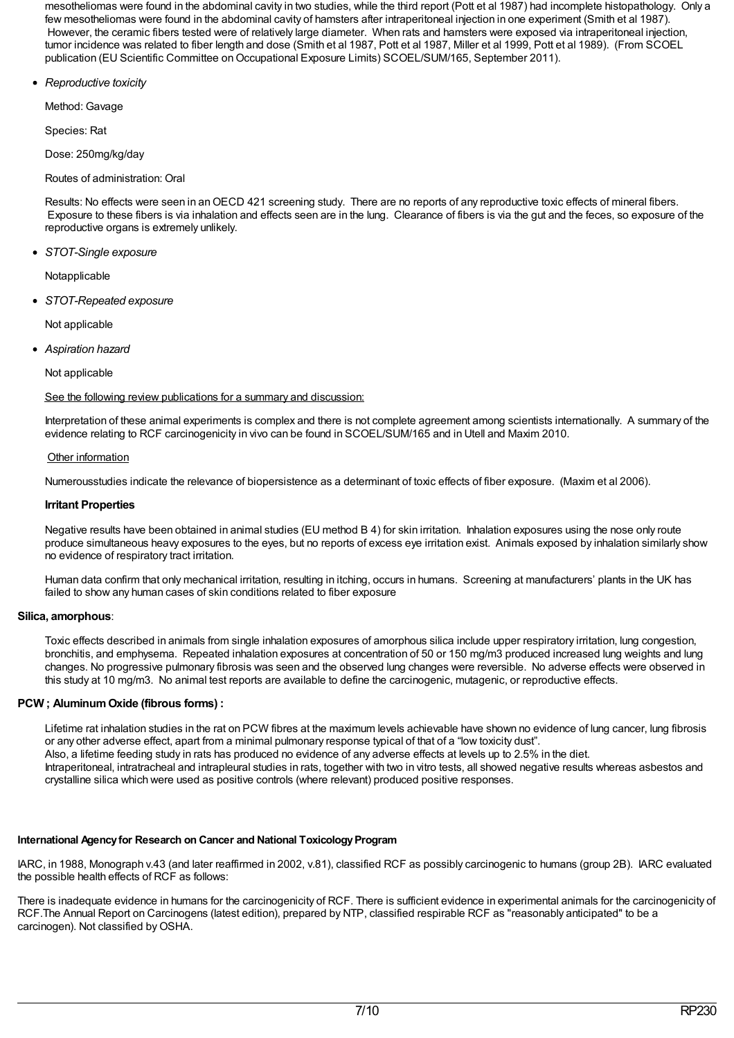mesotheliomas were found in the abdominal cavity in two studies, while the third report (Pott et al 1987) had incomplete histopathology. Only a few mesotheliomas were found in the abdominal cavity of hamsters after intraperitoneal injection in one experiment (Smith et al 1987). However, the ceramic fibers tested were of relatively large diameter. When rats and hamsters were exposed via intraperitoneal injection, tumor incidence was related to fiber length and dose (Smith et al 1987, Pott et al 1987, Miller et al 1999, Pott et al 1989). (From SCOEL publication (EU Scientific Committee on Occupational Exposure Limits) SCOEL/SUM/165, September 2011).

- *Reproductive toxicity*

  Method: Gavage

  Species: Rat

  Dose: 250mg/kg/day

  Routes of administration: Oral

  Results: No effects were seen in an OECD 421 screening study. There are no reports of any reproductive toxic effects of mineral fibers. Exposure to these fibers is via inhalation and effects seen are in the lung. Clearance of fibers is via the gut and the feces, so exposure of the reproductive organs is extremely unlikely.

- *STOT-Single exposure*

  Notapplicable

- *STOT-Repeated exposure*

  Not applicable

- *Aspiration hazard*

  Not applicable

  See the following review publications for a summary and discussion:

  Interpretation of these animal experiments is complex and there is not complete agreement among scientists internationally. A summary of the evidence relating to RCF carcinogenicity in vivo can be found in SCOEL/SUM/165 and in Utell and Maxim 2010.

  Other information

  Numerousstudies indicate the relevance of biopersistence as a determinant of toxic effects of fiber exposure. (Maxim et al 2006).

  **Irritant Properties**

  Negative results have been obtained in animal studies (EU method B 4) for skin irritation. Inhalation exposures using the nose only route produce simultaneous heavy exposures to the eyes, but no reports of excess eye irritation exist. Animals exposed by inhalation similarly show no evidence of respiratory tract irritation.

  Human data confirm that only mechanical irritation, resulting in itching, occurs in humans. Screening at manufacturers' plants in the UK has failed to show any human cases of skin conditions related to fiber exposure

**Silica, amorphous**:

Toxic effects described in animals from single inhalation exposures of amorphous silica include upper respiratory irritation, lung congestion, bronchitis, and emphysema. Repeated inhalation exposures at concentration of 50 or 150 mg/m3 produced increased lung weights and lung changes. No progressive pulmonary fibrosis was seen and the observed lung changes were reversible. No adverse effects were observed in this study at 10 mg/m3. No animal test reports are available to define the carcinogenic, mutagenic, or reproductive effects.

**PCW ; Aluminum Oxide (fibrous forms) :**

Lifetime rat inhalation studies in the rat on PCW fibres at the maximum levels achievable have shown no evidence of lung cancer, lung fibrosis or any other adverse effect, apart from a minimal pulmonary response typical of that of a "low toxicity dust".
Also, a lifetime feeding study in rats has produced no evidence of any adverse effects at levels up to 2.5% in the diet.
Intraperitoneal, intratracheal and intrapleural studies in rats, together with two in vitro tests, all showed negative results whereas asbestos and crystalline silica which were used as positive controls (where relevant) produced positive responses.

**International Agency for Research on Cancer and National Toxicology Program**

IARC, in 1988, Monograph v.43 (and later reaffirmed in 2002, v.81), classified RCF as possibly carcinogenic to humans (group 2B). IARC evaluated the possible health effects of RCF as follows:

There is inadequate evidence in humans for the carcinogenicity of RCF. There is sufficient evidence in experimental animals for the carcinogenicity of RCF.The Annual Report on Carcinogens (latest edition), prepared by NTP, classified respirable RCF as "reasonably anticipated" to be a carcinogen). Not classified by OSHA.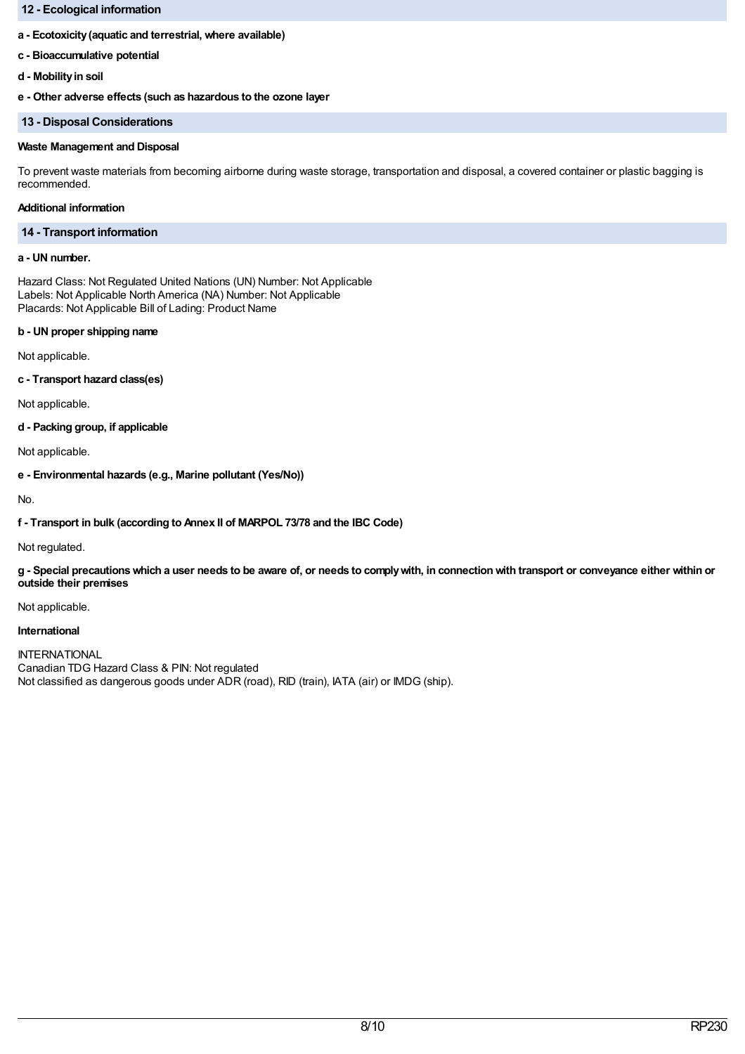## 12 - Ecological information

**a - Ecotoxicity (aquatic and terrestrial, where available)**

**c - Bioaccumulative potential**

**d - Mobility in soil**

**e - Other adverse effects (such as hazardous to the ozone layer**

## 13 - Disposal Considerations

**Waste Management and Disposal**

To prevent waste materials from becoming airborne during waste storage, transportation and disposal, a covered container or plastic bagging is recommended.

**Additional information**

## 14 - Transport information

**a - UN number.**

Hazard Class: Not Regulated United Nations (UN) Number: Not Applicable
Labels: Not Applicable North America (NA) Number: Not Applicable
Placards: Not Applicable Bill of Lading: Product Name

**b - UN proper shipping name**

Not applicable.

**c - Transport hazard class(es)**

Not applicable.

**d - Packing group, if applicable**

Not applicable.

**e - Environmental hazards (e.g., Marine pollutant (Yes/No))**

No.

**f - Transport in bulk (according to Annex II of MARPOL 73/78 and the IBC Code)**

Not regulated.

**g - Special precautions which a user needs to be aware of, or needs to comply with, in connection with transport or conveyance either within or outside their premises**

Not applicable.

**International**

INTERNATIONAL
Canadian TDG Hazard Class & PIN: Not regulated
Not classified as dangerous goods under ADR (road), RID (train), IATA (air) or IMDG (ship).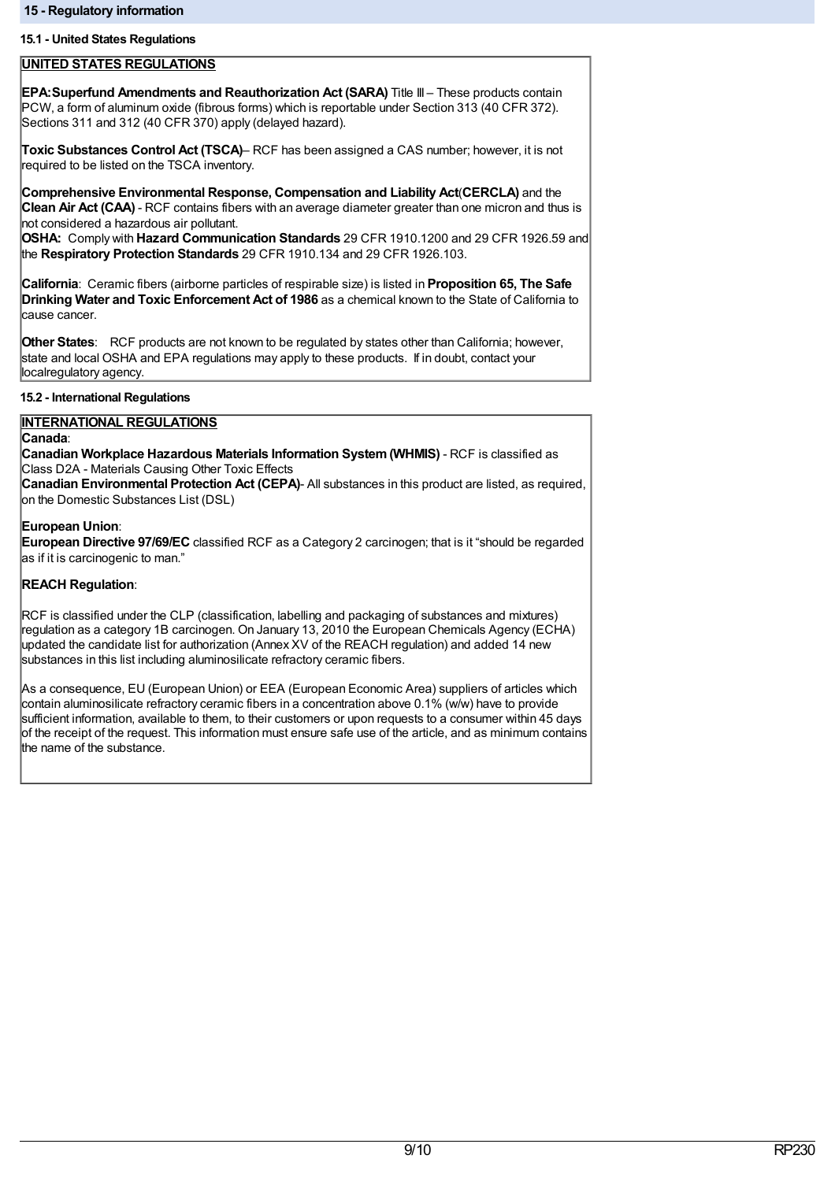## 15 - Regulatory information

### 15.1 - United States Regulations

**UNITED STATES REGULATIONS**

**EPA:Superfund Amendments and Reauthorization Act (SARA)** Title III – These products contain PCW, a form of aluminum oxide (fibrous forms) which is reportable under Section 313 (40 CFR 372). Sections 311 and 312 (40 CFR 370) apply (delayed hazard).

**Toxic Substances Control Act (TSCA)**– RCF has been assigned a CAS number; however, it is not required to be listed on the TSCA inventory.

**Comprehensive Environmental Response, Compensation and Liability Act**(**CERCLA)** and the **Clean Air Act (CAA)** - RCF contains fibers with an average diameter greater than one micron and thus is not considered a hazardous air pollutant.
**OSHA:** Comply with **Hazard Communication Standards** 29 CFR 1910.1200 and 29 CFR 1926.59 and the **Respiratory Protection Standards** 29 CFR 1910.134 and 29 CFR 1926.103.

**California**: Ceramic fibers (airborne particles of respirable size) is listed in **Proposition 65, The Safe Drinking Water and Toxic Enforcement Act of 1986** as a chemical known to the State of California to cause cancer.

**Other States**: RCF products are not known to be regulated by states other than California; however, state and local OSHA and EPA regulations may apply to these products. If in doubt, contact your localregulatory agency.

### 15.2 - International Regulations

**INTERNATIONAL REGULATIONS**

**Canada**:
**Canadian Workplace Hazardous Materials Information System (WHMIS)** - RCF is classified as Class D2A - Materials Causing Other Toxic Effects
**Canadian Environmental Protection Act (CEPA)**- All substances in this product are listed, as required, on the Domestic Substances List (DSL)

**European Union**:
**European Directive 97/69/EC** classified RCF as a Category 2 carcinogen; that is it "should be regarded as if it is carcinogenic to man."

**REACH Regulation**:

RCF is classified under the CLP (classification, labelling and packaging of substances and mixtures) regulation as a category 1B carcinogen. On January 13, 2010 the European Chemicals Agency (ECHA) updated the candidate list for authorization (Annex XV of the REACH regulation) and added 14 new substances in this list including aluminosilicate refractory ceramic fibers.

As a consequence, EU (European Union) or EEA (European Economic Area) suppliers of articles which contain aluminosilicate refractory ceramic fibers in a concentration above 0.1% (w/w) have to provide sufficient information, available to them, to their customers or upon requests to a consumer within 45 days of the receipt of the request. This information must ensure safe use of the article, and as minimum contains the name of the substance.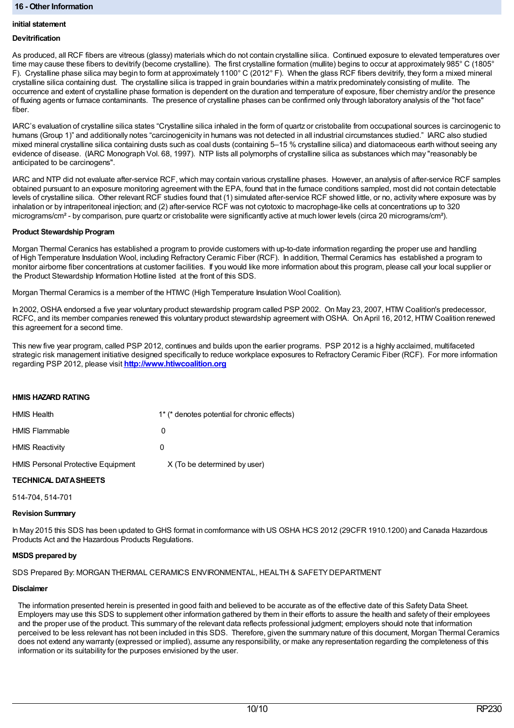## 16 - Other Information

**initial statement**

**Devitrification**

As produced, all RCF fibers are vitreous (glassy) materials which do not contain crystalline silica. Continued exposure to elevated temperatures over time may cause these fibers to devitrify (become crystalline). The first crystalline formation (mullite) begins to occur at approximately 985° C (1805° F). Crystalline phase silica may begin to form at approximately 1100° C (2012° F). When the glass RCF fibers devitrify, they form a mixed mineral crystalline silica containing dust. The crystalline silica is trapped in grain boundaries within a matrix predominately consisting of mullite. The occurrence and extent of crystalline phase formation is dependent on the duration and temperature of exposure, fiber chemistry and/or the presence of fluxing agents or furnace contaminants. The presence of crystalline phases can be confirmed only through laboratory analysis of the "hot face" fiber.

IARC's evaluation of crystalline silica states "Crystalline silica inhaled in the form of quartz or cristobalite from occupational sources is carcinogenic to humans (Group 1)" and additionally notes "carcinogenicity in humans was not detected in all industrial circumstances studied." IARC also studied mixed mineral crystalline silica containing dusts such as coal dusts (containing 5–15 % crystalline silica) and diatomaceous earth without seeing any evidence of disease. (IARC Monograph Vol. 68, 1997). NTP lists all polymorphs of crystalline silica as substances which may "reasonably be anticipated to be carcinogens".

IARC and NTP did not evaluate after-service RCF, which may contain various crystalline phases. However, an analysis of after-service RCF samples obtained pursuant to an exposure monitoring agreement with the EPA, found that in the furnace conditions sampled, most did not contain detectable levels of crystalline silica. Other relevant RCF studies found that (1) simulated after-service RCF showed little, or no, activity where exposure was by inhalation or by intraperitoneal injection; and (2) after-service RCF was not cytotoxic to macrophage-like cells at concentrations up to 320 micrograms/cm² - by comparison, pure quartz or cristobalite were significantly active at much lower levels (circa 20 micrograms/cm²).

**Product Stewardship Program**

Morgan Thermal Ceramics has established a program to provide customers with up-to-date information regarding the proper use and handling of High Temperature Insdulation Wool, including Refractory Ceramic Fiber (RCF). In addition, Thermal Ceramics has established a program to monitor airborne fiber concentrations at customer facilities. If you would like more information about this program, please call your local supplier or the Product Stewardship Information Hotline listed at the front of this SDS.

Morgan Thermal Ceramics is a member of the HTIWC (High Temperature Insulation Wool Coalition).

In 2002, OSHA endorsed a five year voluntary product stewardship program called PSP 2002. On May 23, 2007, HTIW Coalition's predecessor, RCFC, and its member companies renewed this voluntary product stewardship agreement with OSHA. On April 16, 2012, HTIW Coalition renewed this agreement for a second time.

This new five year program, called PSP 2012, continues and builds upon the earlier programs. PSP 2012 is a highly acclaimed, multifaceted strategic risk management initiative designed specifically to reduce workplace exposures to Refractory Ceramic Fiber (RCF). For more information regarding PSP 2012, please visit **http://www.htiwcoalition.org**

**HMIS HAZARD RATING**

| | |
|---|---|
| HMIS Health | 1* (* denotes potential for chronic effects) |
| HMIS Flammable | 0 |
| HMIS Reactivity | 0 |
| HMIS Personal Protective Equipment | X (To be determined by user) |

**TECHNICAL DATA SHEETS**

514-704, 514-701

**Revision Summary**

In May 2015 this SDS has been updated to GHS format in comformance with US OSHA HCS 2012 (29CFR 1910.1200) and Canada Hazardous Products Act and the Hazardous Products Regulations.

**MSDS prepared by**

SDS Prepared By: MORGAN THERMAL CERAMICS ENVIRONMENTAL, HEALTH & SAFETY DEPARTMENT

**Disclaimer**

The information presented herein is presented in good faith and believed to be accurate as of the effective date of this Safety Data Sheet. Employers may use this SDS to supplement other information gathered by them in their efforts to assure the health and safety of their employees and the proper use of the product. This summary of the relevant data reflects professional judgment; employers should note that information perceived to be less relevant has not been included in this SDS. Therefore, given the summary nature of this document, Morgan Thermal Ceramics does not extend any warranty (expressed or implied), assume any responsibility, or make any representation regarding the completeness of this information or its suitability for the purposes envisioned by the user.